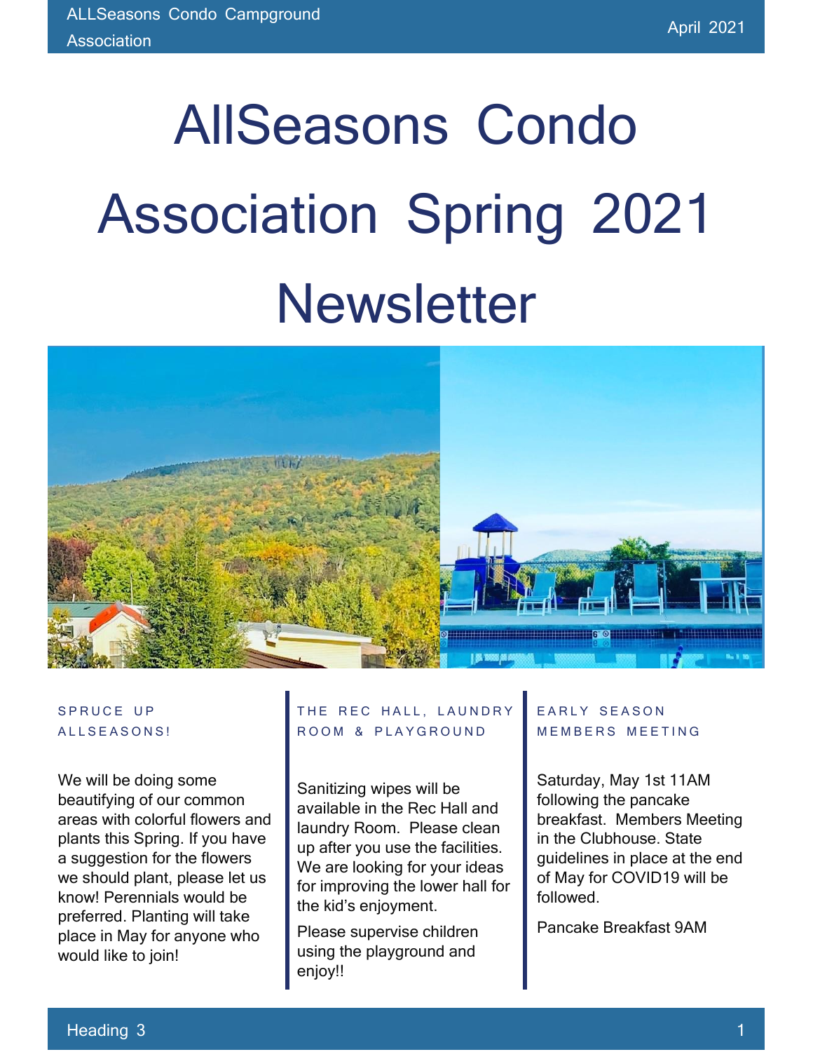# AllSeasons Condo Association Spring 2021 Newsletter

## SPRUCE UP ALLSEASONS!

We will be doing some beautifying of our common areas with colorful flowers and plants this Spring. If you have a suggestion for the flowers we should plant, please let us know! Perennials would be preferred. Planting will take place in May for anyone who would like to join!

## THE REC HALL, LAUNDRY ROOM & PLAYGROUND

Sanitizing wipes will be available in the Rec Hall and laundry Room. Please clean up after you use the facilities. We are looking for your ideas for improving the lower hall for the kid's enjoyment.

Please supervise children using the playground and enjoy!!

## EARLY SEASON MEMBERS MEETING

Saturday, May 1st 11AM following the pancake breakfast. Members Meeting in the Clubhouse. State guidelines in place at the end of May for COVID19 will be followed.

Pancake Breakfast 9AM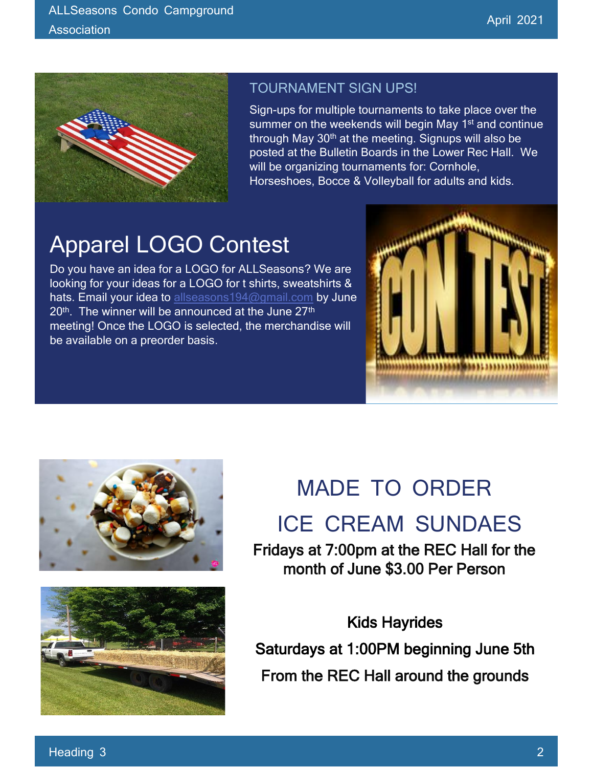## TOURNAMENT SIGN UPS!

Sign-ups for multiple tournaments to take place over the summer on the weekends will begin May 1st and continue through May 30th at the meeting. Signups will also be posted at the Bulletin Boards in the Lower Rec Hall. We will be organizing tournaments for: Cornhole, Horseshoes, Bocce & Volleyball for adults and kids.

# Apparel LOGO Contest

Do you have an idea for a LOGO for ALLSeasons? We are looking for your ideas for a LOGO for t shirts, sweatshirts & hats. Email your idea to allseasons194@gmail.com by June 20th. The winner will be announced at the June 27th meeting! Once the LOGO is selected, the merchandise will be available on a preorder basis.

## MADE TO ORDER ICE CREAM SUNDAES

**Fridays at 7:00pm at the REC Hall for the month of June $3.00 Per Person**

**Kids Hayrides**

**Saturdays at 1:00PM beginning June 5th**

**From the REC Hall around the grounds**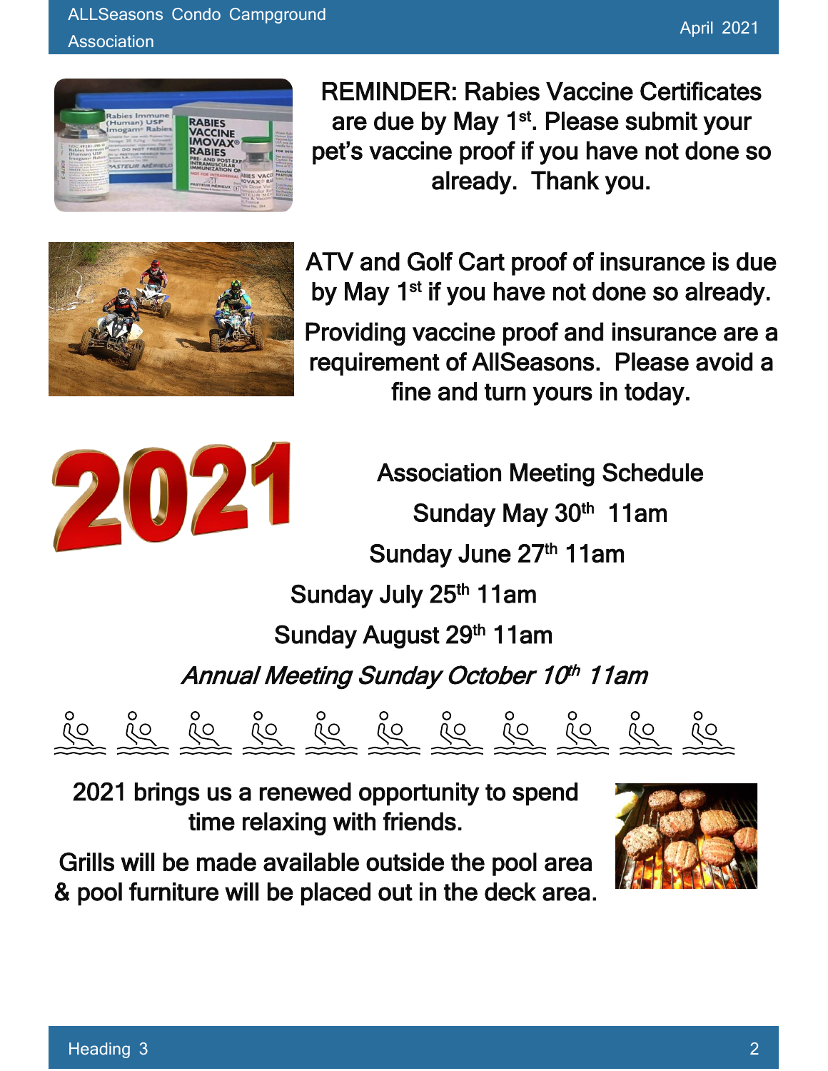REMINDER: Rabies Vaccine Certificates are due by May 1st. Please submit your pet's vaccine proof if you have not done so already. Thank you.

ATV and Golf Cart proof of insurance is due by May 1st if you have not done so already.

Providing vaccine proof and insurance are a requirement of AllSeasons. Please avoid a fine and turn yours in today.

Association Meeting Schedule

Sunday May 30th 11am

Sunday June 27th 11am

Sunday July 25th 11am

Sunday August 29th 11am

*Annual Meeting Sunday October 10th 11am*

2021 brings us a renewed opportunity to spend time relaxing with friends.

Grills will be made available outside the pool area & pool furniture will be placed out in the deck area.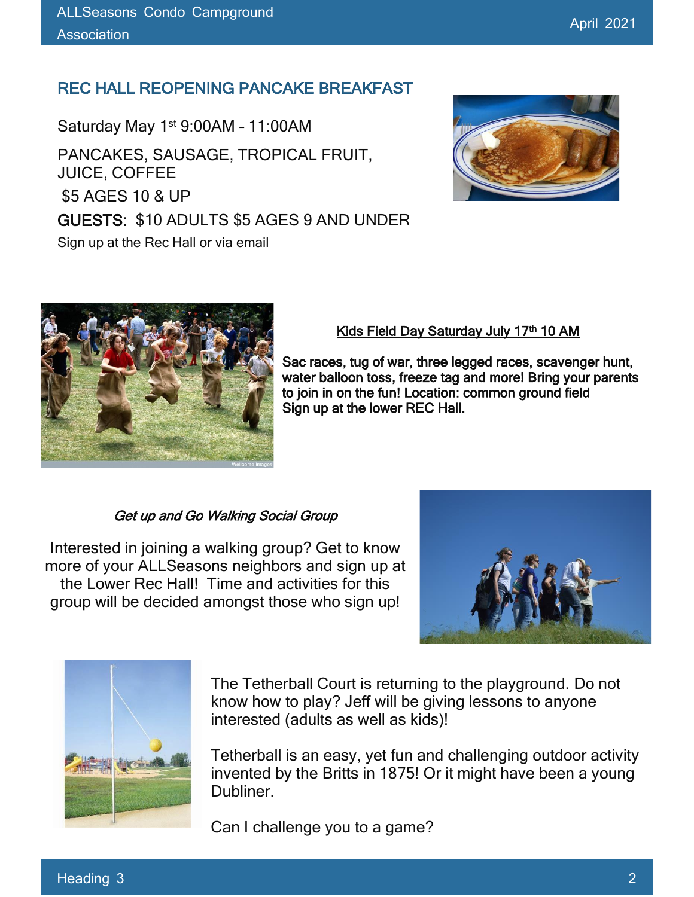## REC HALL REOPENING PANCAKE BREAKFAST

Saturday May 1st 9:00AM – 11:00AM

PANCAKES, SAUSAGE, TROPICAL FRUIT, JUICE, COFFEE

$5 AGES 10 & UP

**GUESTS:** $10 ADULTS $5 AGES 9 AND UNDER

Sign up at the Rec Hall or via email

**Kids Field Day Saturday July 17th 10 AM**

**Sac races, tug of war, three legged races, scavenger hunt, water balloon toss, freeze tag and more! Bring your parents to join in on the fun! Location: common ground field**
**Sign up at the lower REC Hall.**

***Get up and Go Walking Social Group***

Interested in joining a walking group? Get to know more of your ALLSeasons neighbors and sign up at the Lower Rec Hall! Time and activities for this group will be decided amongst those who sign up!

The Tetherball Court is returning to the playground. Do not know how to play? Jeff will be giving lessons to anyone interested (adults as well as kids)!

Tetherball is an easy, yet fun and challenging outdoor activity invented by the Britts in 1875! Or it might have been a young Dubliner.

Can I challenge you to a game?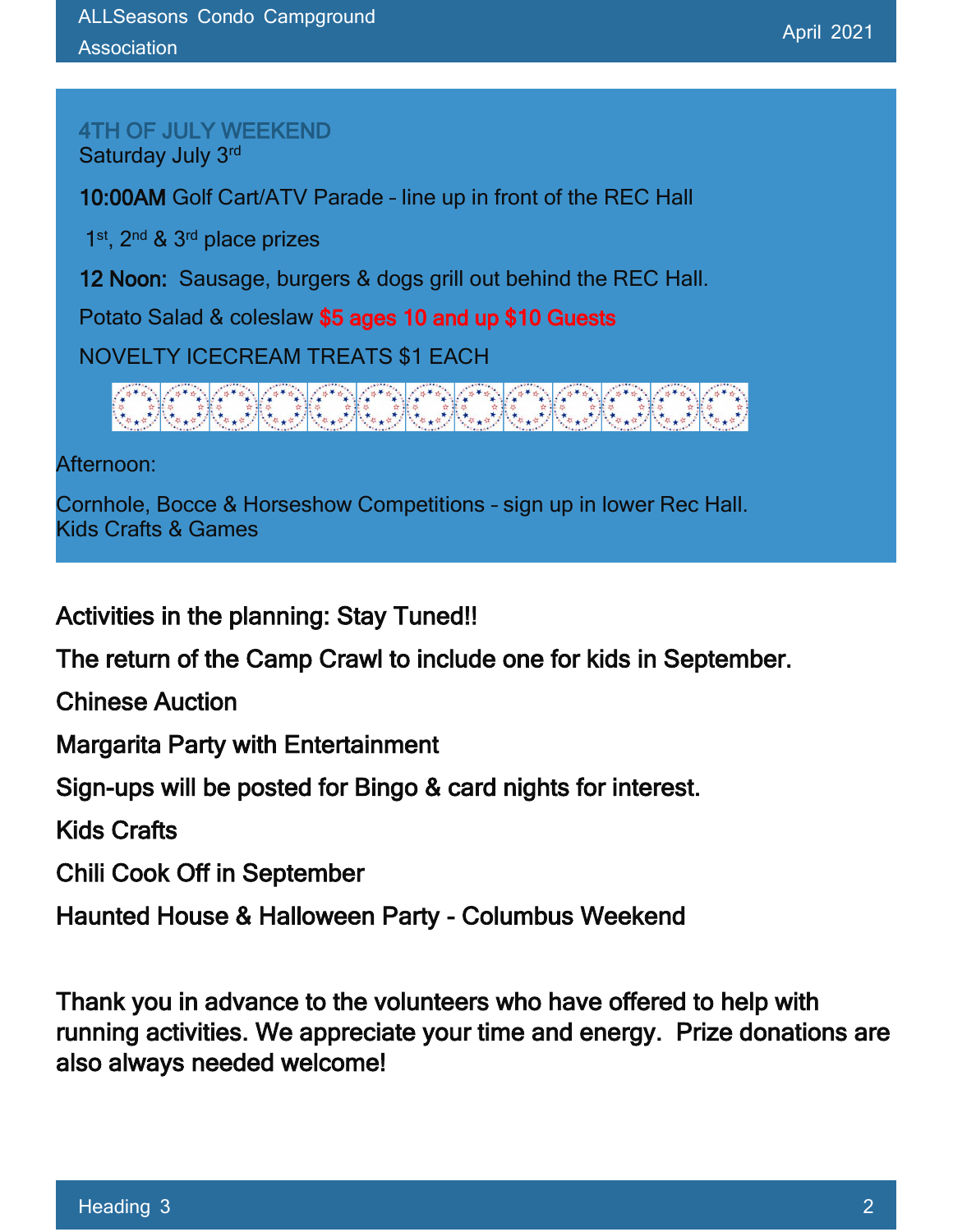## 4TH OF JULY WEEKEND

Saturday July 3rd

**10:00AM** Golf Cart/ATV Parade – line up in front of the REC Hall

1st, 2nd & 3rd place prizes

**12 Noon:** Sausage, burgers & dogs grill out behind the REC Hall.

Potato Salad & coleslaw **$5 ages 10 and up $10 Guests**

NOVELTY ICECREAM TREATS $1 EACH

Afternoon:

Cornhole, Bocce & Horseshow Competitions – sign up in lower Rec Hall.
Kids Crafts & Games

Activities in the planning: Stay Tuned!!

The return of the Camp Crawl to include one for kids in September.

Chinese Auction

Margarita Party with Entertainment

Sign-ups will be posted for Bingo & card nights for interest.

Kids Crafts

Chili Cook Off in September

Haunted House & Halloween Party - Columbus Weekend

Thank you in advance to the volunteers who have offered to help with running activities. We appreciate your time and energy. Prize donations are also always needed welcome!